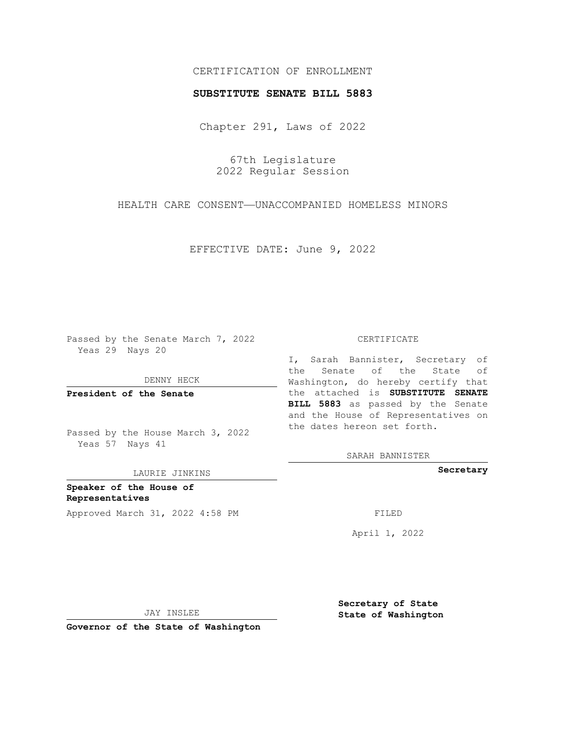CERTIFICATION OF ENROLLMENT

**SUBSTITUTE SENATE BILL 5883**

Chapter 291, Laws of 2022

67th Legislature
2022 Regular Session

HEALTH CARE CONSENT—UNACCOMPANIED HOMELESS MINORS

EFFECTIVE DATE: June 9, 2022

Passed by the Senate March 7, 2022
Yeas 29 Nays 20

DENNY HECK

**President of the Senate**

Passed by the House March 3, 2022
Yeas 57 Nays 41

LAURIE JINKINS

**Speaker of the House of Representatives**

Approved March 31, 2022 4:58 PM

JAY INSLEE

**Governor of the State of Washington**

CERTIFICATE

I, Sarah Bannister, Secretary of the Senate of the State of Washington, do hereby certify that the attached is **SUBSTITUTE SENATE BILL 5883** as passed by the Senate and the House of Representatives on the dates hereon set forth.

SARAH BANNISTER

**Secretary**

FILED

April 1, 2022

**Secretary of State
State of Washington**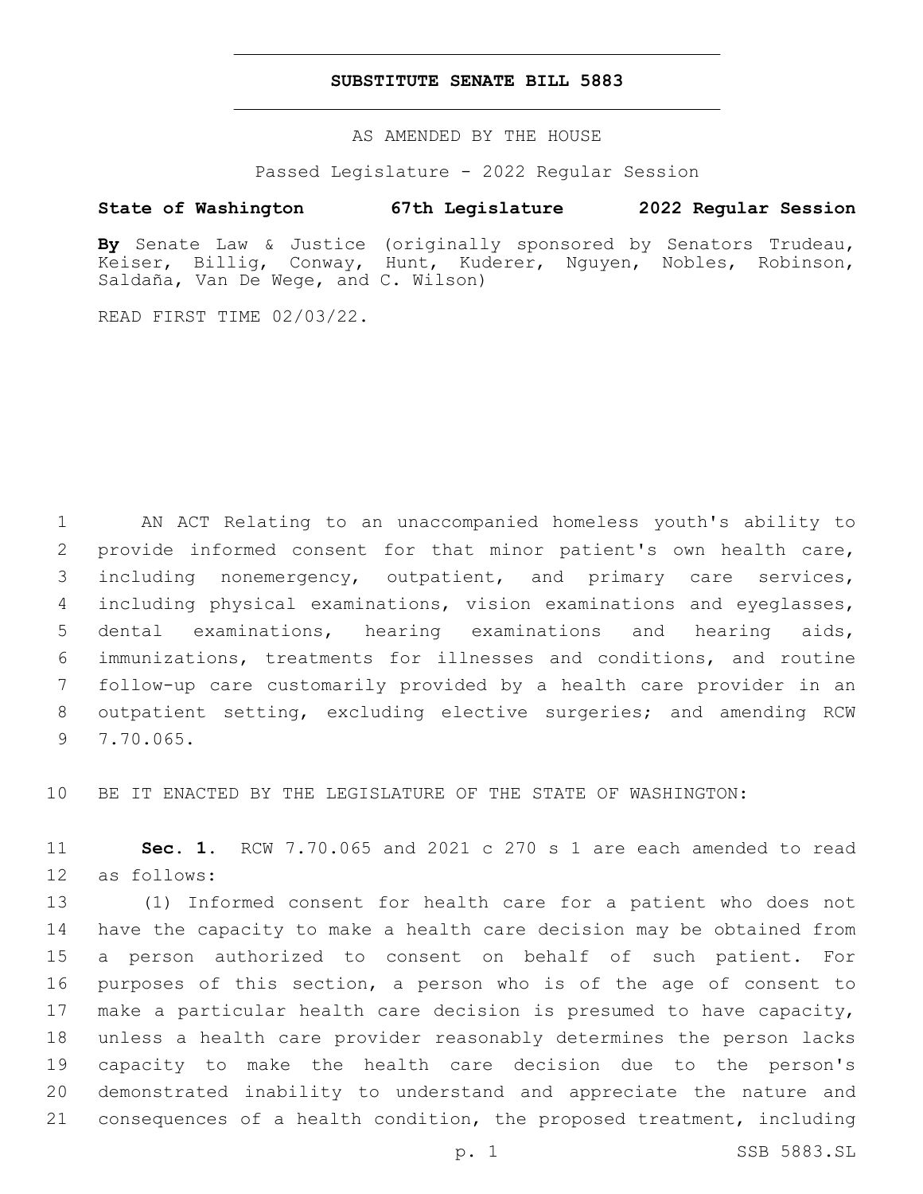# SUBSTITUTE SENATE BILL 5883

AS AMENDED BY THE HOUSE

Passed Legislature - 2022 Regular Session

**State of Washington 67th Legislature 2022 Regular Session**

**By** Senate Law & Justice (originally sponsored by Senators Trudeau, Keiser, Billig, Conway, Hunt, Kuderer, Nguyen, Nobles, Robinson, Saldaña, Van De Wege, and C. Wilson)

READ FIRST TIME 02/03/22.

AN ACT Relating to an unaccompanied homeless youth's ability to provide informed consent for that minor patient's own health care, including nonemergency, outpatient, and primary care services, including physical examinations, vision examinations and eyeglasses, dental examinations, hearing examinations and hearing aids, immunizations, treatments for illnesses and conditions, and routine follow-up care customarily provided by a health care provider in an outpatient setting, excluding elective surgeries; and amending RCW 7.70.065.

BE IT ENACTED BY THE LEGISLATURE OF THE STATE OF WASHINGTON:

**Sec. 1.** RCW 7.70.065 and 2021 c 270 s 1 are each amended to read as follows:

(1) Informed consent for health care for a patient who does not have the capacity to make a health care decision may be obtained from a person authorized to consent on behalf of such patient. For purposes of this section, a person who is of the age of consent to make a particular health care decision is presumed to have capacity, unless a health care provider reasonably determines the person lacks capacity to make the health care decision due to the person's demonstrated inability to understand and appreciate the nature and consequences of a health condition, the proposed treatment, including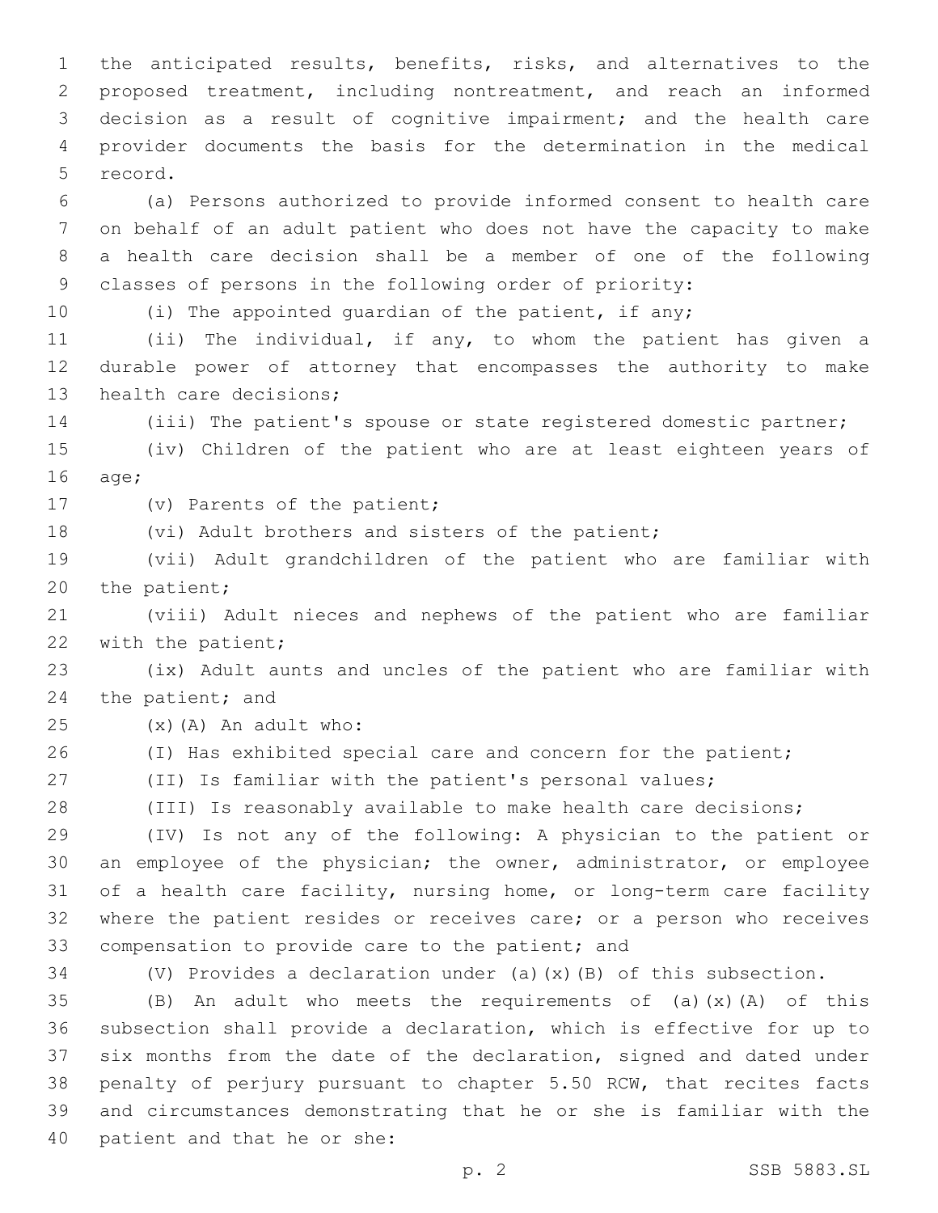the anticipated results, benefits, risks, and alternatives to the proposed treatment, including nontreatment, and reach an informed decision as a result of cognitive impairment; and the health care provider documents the basis for the determination in the medical record.

(a) Persons authorized to provide informed consent to health care on behalf of an adult patient who does not have the capacity to make a health care decision shall be a member of one of the following classes of persons in the following order of priority:

(i) The appointed guardian of the patient, if any;

(ii) The individual, if any, to whom the patient has given a durable power of attorney that encompasses the authority to make health care decisions;

(iii) The patient's spouse or state registered domestic partner;

(iv) Children of the patient who are at least eighteen years of age;

(v) Parents of the patient;

(vi) Adult brothers and sisters of the patient;

(vii) Adult grandchildren of the patient who are familiar with the patient;

(viii) Adult nieces and nephews of the patient who are familiar with the patient;

(ix) Adult aunts and uncles of the patient who are familiar with the patient; and

(x)(A) An adult who:

(I) Has exhibited special care and concern for the patient;

(II) Is familiar with the patient's personal values;

(III) Is reasonably available to make health care decisions;

(IV) Is not any of the following: A physician to the patient or an employee of the physician; the owner, administrator, or employee of a health care facility, nursing home, or long-term care facility where the patient resides or receives care; or a person who receives compensation to provide care to the patient; and

(V) Provides a declaration under (a)(x)(B) of this subsection.

(B) An adult who meets the requirements of (a)(x)(A) of this subsection shall provide a declaration, which is effective for up to six months from the date of the declaration, signed and dated under penalty of perjury pursuant to chapter 5.50 RCW, that recites facts and circumstances demonstrating that he or she is familiar with the patient and that he or she: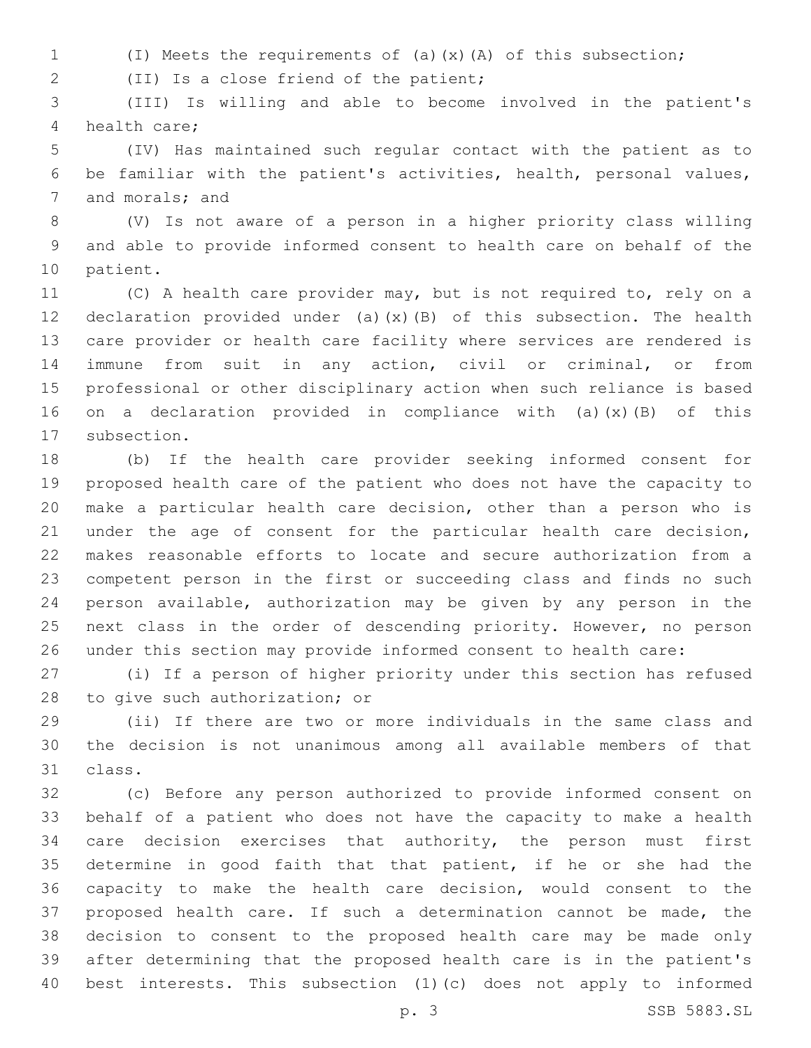(I) Meets the requirements of (a)(x)(A) of this subsection;

(II) Is a close friend of the patient;

(III) Is willing and able to become involved in the patient's health care;

(IV) Has maintained such regular contact with the patient as to be familiar with the patient's activities, health, personal values, and morals; and

(V) Is not aware of a person in a higher priority class willing and able to provide informed consent to health care on behalf of the patient.

(C) A health care provider may, but is not required to, rely on a declaration provided under (a)(x)(B) of this subsection. The health care provider or health care facility where services are rendered is immune from suit in any action, civil or criminal, or from professional or other disciplinary action when such reliance is based on a declaration provided in compliance with (a)(x)(B) of this subsection.

(b) If the health care provider seeking informed consent for proposed health care of the patient who does not have the capacity to make a particular health care decision, other than a person who is under the age of consent for the particular health care decision, makes reasonable efforts to locate and secure authorization from a competent person in the first or succeeding class and finds no such person available, authorization may be given by any person in the next class in the order of descending priority. However, no person under this section may provide informed consent to health care:

(i) If a person of higher priority under this section has refused to give such authorization; or

(ii) If there are two or more individuals in the same class and the decision is not unanimous among all available members of that class.

(c) Before any person authorized to provide informed consent on behalf of a patient who does not have the capacity to make a health care decision exercises that authority, the person must first determine in good faith that that patient, if he or she had the capacity to make the health care decision, would consent to the proposed health care. If such a determination cannot be made, the decision to consent to the proposed health care may be made only after determining that the proposed health care is in the patient's best interests. This subsection (1)(c) does not apply to informed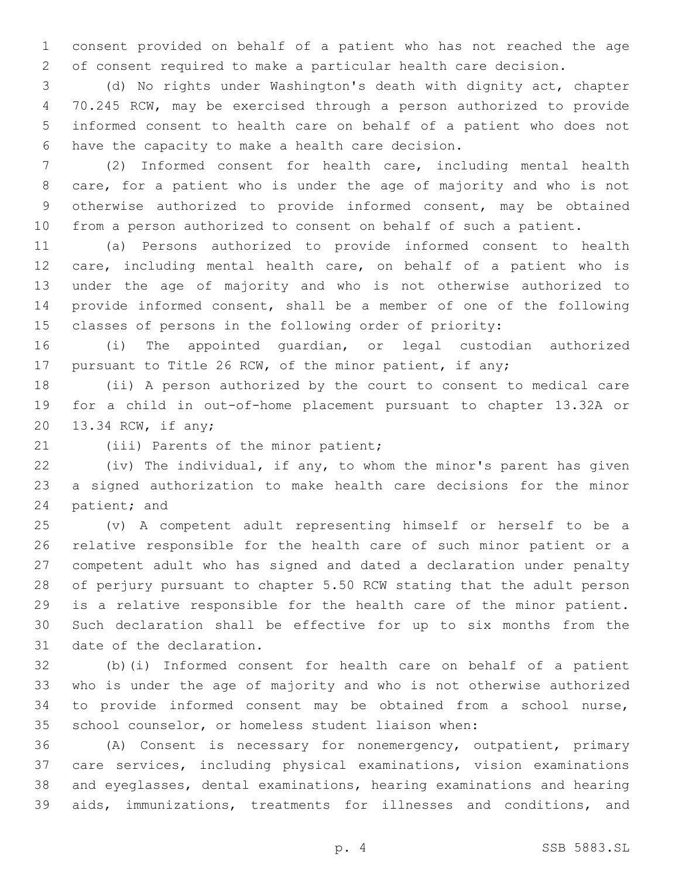consent provided on behalf of a patient who has not reached the age of consent required to make a particular health care decision.

(d) No rights under Washington's death with dignity act, chapter 70.245 RCW, may be exercised through a person authorized to provide informed consent to health care on behalf of a patient who does not have the capacity to make a health care decision.

(2) Informed consent for health care, including mental health care, for a patient who is under the age of majority and who is not otherwise authorized to provide informed consent, may be obtained from a person authorized to consent on behalf of such a patient.

(a) Persons authorized to provide informed consent to health care, including mental health care, on behalf of a patient who is under the age of majority and who is not otherwise authorized to provide informed consent, shall be a member of one of the following classes of persons in the following order of priority:

(i) The appointed guardian, or legal custodian authorized pursuant to Title 26 RCW, of the minor patient, if any;

(ii) A person authorized by the court to consent to medical care for a child in out-of-home placement pursuant to chapter 13.32A or 13.34 RCW, if any;

(iii) Parents of the minor patient;

(iv) The individual, if any, to whom the minor's parent has given a signed authorization to make health care decisions for the minor patient; and

(v) A competent adult representing himself or herself to be a relative responsible for the health care of such minor patient or a competent adult who has signed and dated a declaration under penalty of perjury pursuant to chapter 5.50 RCW stating that the adult person is a relative responsible for the health care of the minor patient. Such declaration shall be effective for up to six months from the date of the declaration.

(b)(i) Informed consent for health care on behalf of a patient who is under the age of majority and who is not otherwise authorized to provide informed consent may be obtained from a school nurse, school counselor, or homeless student liaison when:

(A) Consent is necessary for nonemergency, outpatient, primary care services, including physical examinations, vision examinations and eyeglasses, dental examinations, hearing examinations and hearing aids, immunizations, treatments for illnesses and conditions, and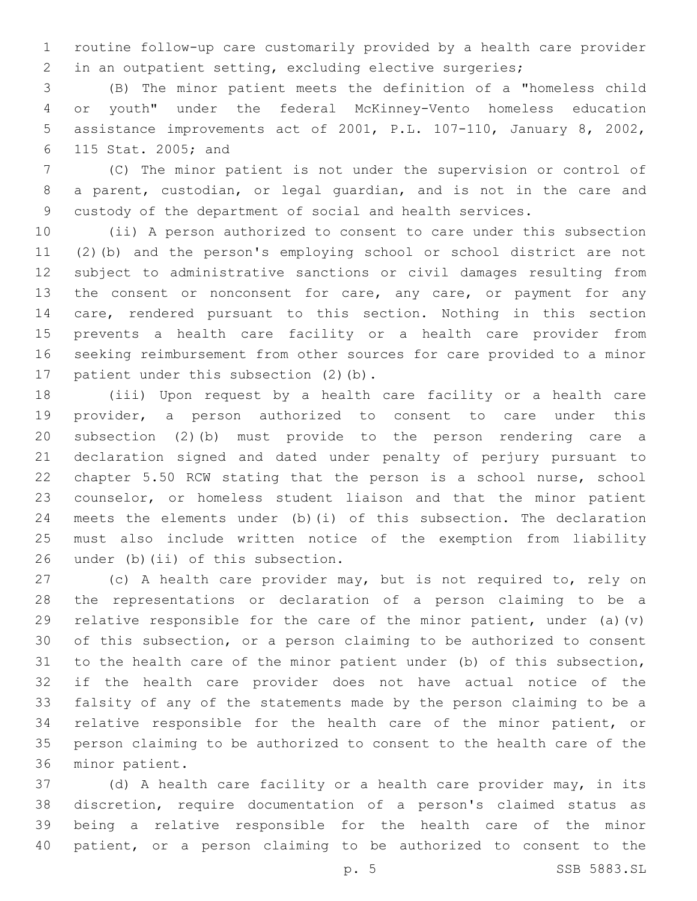routine follow-up care customarily provided by a health care provider in an outpatient setting, excluding elective surgeries;

(B) The minor patient meets the definition of a "homeless child or youth" under the federal McKinney-Vento homeless education assistance improvements act of 2001, P.L. 107-110, January 8, 2002, 115 Stat. 2005; and

(C) The minor patient is not under the supervision or control of a parent, custodian, or legal guardian, and is not in the care and custody of the department of social and health services.

(ii) A person authorized to consent to care under this subsection (2)(b) and the person's employing school or school district are not subject to administrative sanctions or civil damages resulting from the consent or nonconsent for care, any care, or payment for any care, rendered pursuant to this section. Nothing in this section prevents a health care facility or a health care provider from seeking reimbursement from other sources for care provided to a minor patient under this subsection (2)(b).

(iii) Upon request by a health care facility or a health care provider, a person authorized to consent to care under this subsection (2)(b) must provide to the person rendering care a declaration signed and dated under penalty of perjury pursuant to chapter 5.50 RCW stating that the person is a school nurse, school counselor, or homeless student liaison and that the minor patient meets the elements under (b)(i) of this subsection. The declaration must also include written notice of the exemption from liability under (b)(ii) of this subsection.

(c) A health care provider may, but is not required to, rely on the representations or declaration of a person claiming to be a relative responsible for the care of the minor patient, under (a)(v) of this subsection, or a person claiming to be authorized to consent to the health care of the minor patient under (b) of this subsection, if the health care provider does not have actual notice of the falsity of any of the statements made by the person claiming to be a relative responsible for the health care of the minor patient, or person claiming to be authorized to consent to the health care of the minor patient.

(d) A health care facility or a health care provider may, in its discretion, require documentation of a person's claimed status as being a relative responsible for the health care of the minor patient, or a person claiming to be authorized to consent to the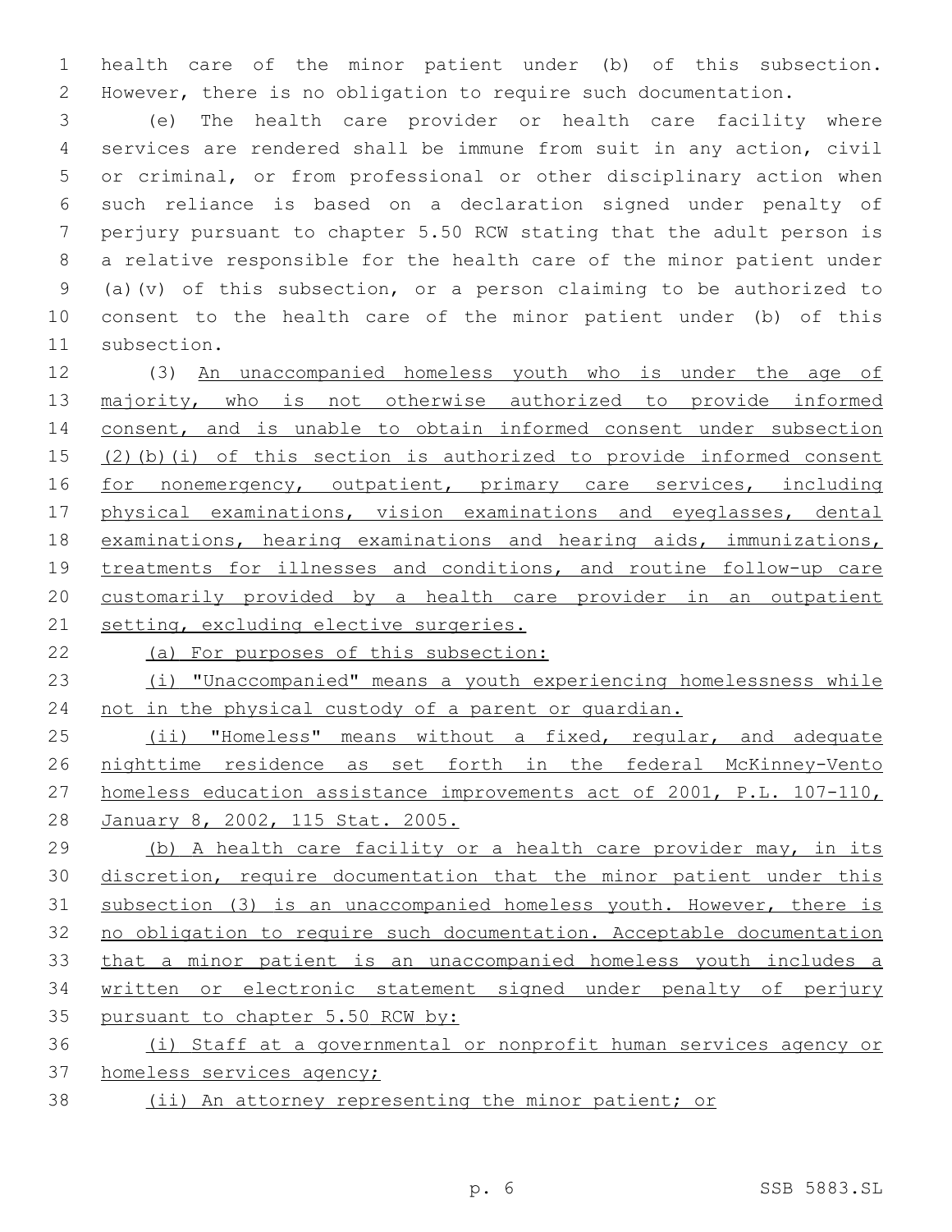health care of the minor patient under (b) of this subsection. However, there is no obligation to require such documentation.

(e) The health care provider or health care facility where services are rendered shall be immune from suit in any action, civil or criminal, or from professional or other disciplinary action when such reliance is based on a declaration signed under penalty of perjury pursuant to chapter 5.50 RCW stating that the adult person is a relative responsible for the health care of the minor patient under (a)(v) of this subsection, or a person claiming to be authorized to consent to the health care of the minor patient under (b) of this subsection.

(3) An unaccompanied homeless youth who is under the age of majority, who is not otherwise authorized to provide informed consent, and is unable to obtain informed consent under subsection (2)(b)(i) of this section is authorized to provide informed consent for nonemergency, outpatient, primary care services, including physical examinations, vision examinations and eyeglasses, dental examinations, hearing examinations and hearing aids, immunizations, treatments for illnesses and conditions, and routine follow-up care customarily provided by a health care provider in an outpatient setting, excluding elective surgeries.

(a) For purposes of this subsection:

(i) "Unaccompanied" means a youth experiencing homelessness while not in the physical custody of a parent or guardian.

(ii) "Homeless" means without a fixed, regular, and adequate nighttime residence as set forth in the federal McKinney-Vento homeless education assistance improvements act of 2001, P.L. 107-110, January 8, 2002, 115 Stat. 2005.

(b) A health care facility or a health care provider may, in its discretion, require documentation that the minor patient under this subsection (3) is an unaccompanied homeless youth. However, there is no obligation to require such documentation. Acceptable documentation that a minor patient is an unaccompanied homeless youth includes a written or electronic statement signed under penalty of perjury pursuant to chapter 5.50 RCW by:

(i) Staff at a governmental or nonprofit human services agency or homeless services agency;

(ii) An attorney representing the minor patient; or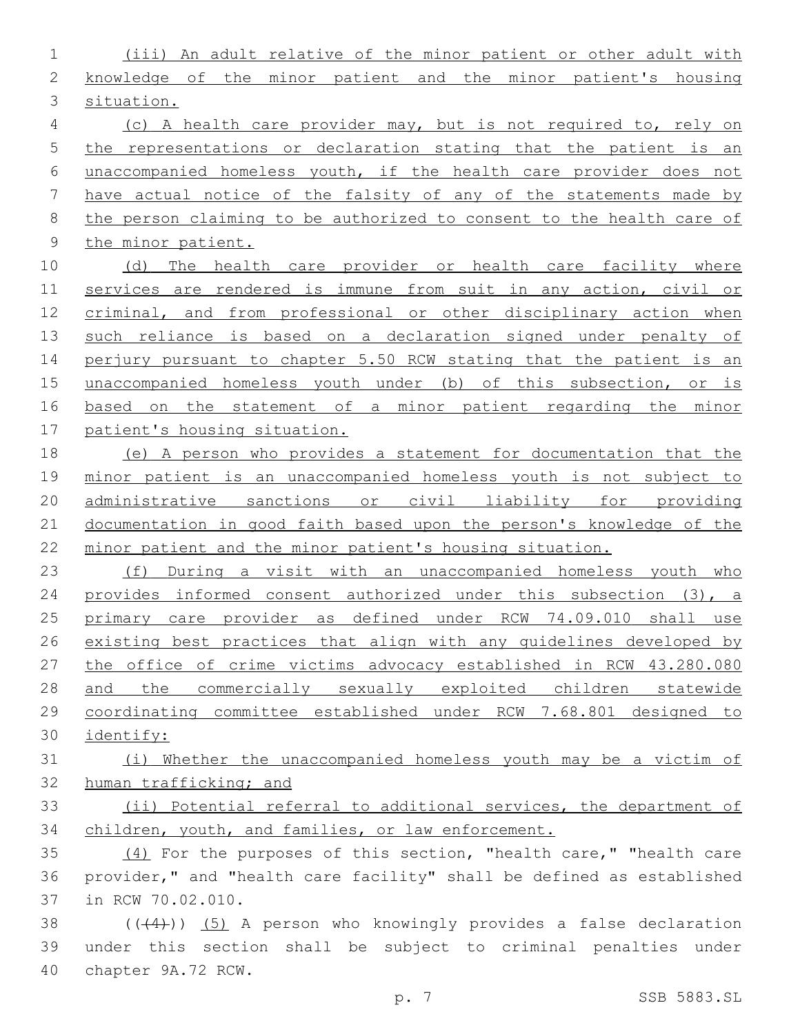(iii) An adult relative of the minor patient or other adult with knowledge of the minor patient and the minor patient's housing situation.

(c) A health care provider may, but is not required to, rely on the representations or declaration stating that the patient is an unaccompanied homeless youth, if the health care provider does not have actual notice of the falsity of any of the statements made by the person claiming to be authorized to consent to the health care of the minor patient.

(d) The health care provider or health care facility where services are rendered is immune from suit in any action, civil or criminal, and from professional or other disciplinary action when such reliance is based on a declaration signed under penalty of perjury pursuant to chapter 5.50 RCW stating that the patient is an unaccompanied homeless youth under (b) of this subsection, or is based on the statement of a minor patient regarding the minor patient's housing situation.

(e) A person who provides a statement for documentation that the minor patient is an unaccompanied homeless youth is not subject to administrative sanctions or civil liability for providing documentation in good faith based upon the person's knowledge of the minor patient and the minor patient's housing situation.

(f) During a visit with an unaccompanied homeless youth who provides informed consent authorized under this subsection (3), a primary care provider as defined under RCW 74.09.010 shall use existing best practices that align with any guidelines developed by the office of crime victims advocacy established in RCW 43.280.080 and the commercially sexually exploited children statewide coordinating committee established under RCW 7.68.801 designed to identify:

(i) Whether the unaccompanied homeless youth may be a victim of human trafficking; and

(ii) Potential referral to additional services, the department of children, youth, and families, or law enforcement.

(4) For the purposes of this section, "health care," "health care provider," and "health care facility" shall be defined as established in RCW 70.02.010.

((~~(4)~~)) (5) A person who knowingly provides a false declaration under this section shall be subject to criminal penalties under chapter 9A.72 RCW.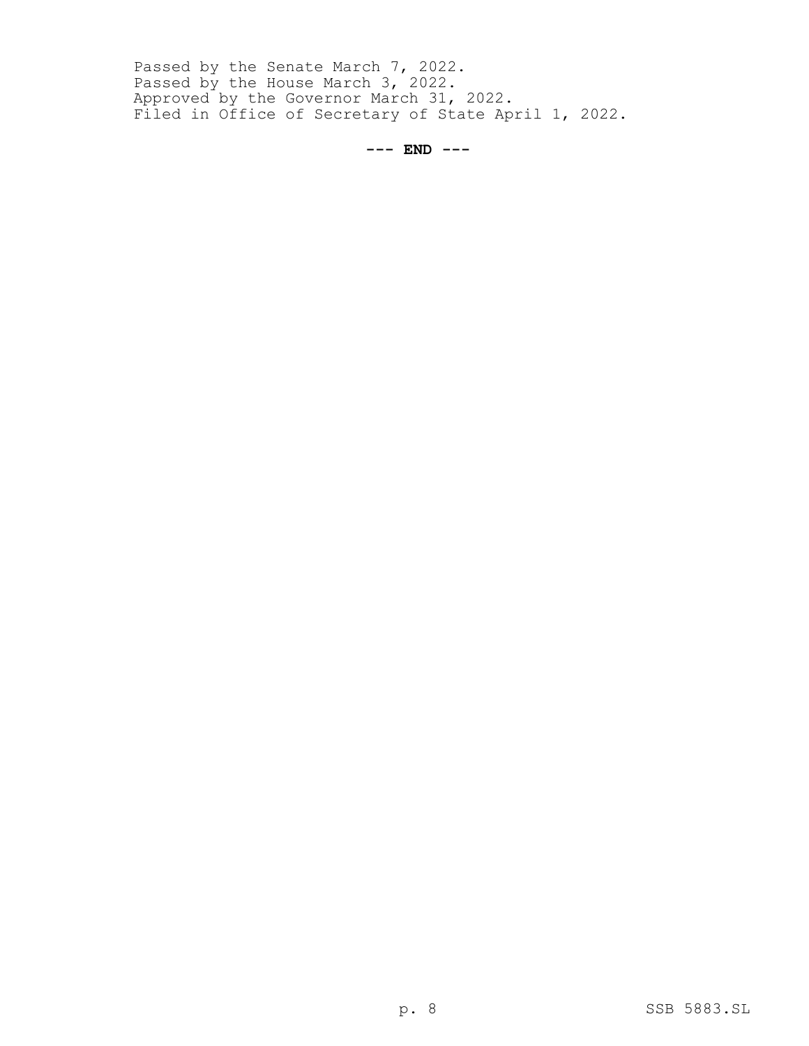Passed by the Senate March 7, 2022.
Passed by the House March 3, 2022.
Approved by the Governor March 31, 2022.
Filed in Office of Secretary of State April 1, 2022.

**--- END ---**